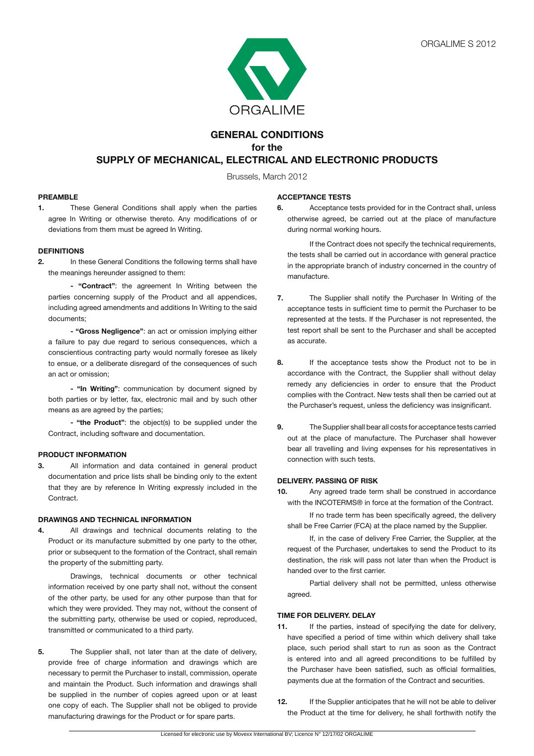# GENERAL CONDITIONS
# for the
# SUPPLY OF MECHANICAL, ELECTRICAL AND ELECTRONIC PRODUCTS

Brussels, March 2012

## PREAMBLE

**1.** These General Conditions shall apply when the parties agree In Writing or otherwise thereto. Any modifications of or deviations from them must be agreed In Writing.

## DEFINITIONS

**2.** In these General Conditions the following terms shall have the meanings hereunder assigned to them:

- **"Contract"**: the agreement In Writing between the parties concerning supply of the Product and all appendices, including agreed amendments and additions In Writing to the said documents;

- **"Gross Negligence"**: an act or omission implying either a failure to pay due regard to serious consequences, which a conscientious contracting party would normally foresee as likely to ensue, or a deliberate disregard of the consequences of such an act or omission;

- **"In Writing"**: communication by document signed by both parties or by letter, fax, electronic mail and by such other means as are agreed by the parties;

- **"the Product"**: the object(s) to be supplied under the Contract, including software and documentation.

## PRODUCT INFORMATION

**3.** All information and data contained in general product documentation and price lists shall be binding only to the extent that they are by reference In Writing expressly included in the Contract.

## DRAWINGS AND TECHNICAL INFORMATION

**4.** All drawings and technical documents relating to the Product or its manufacture submitted by one party to the other, prior or subsequent to the formation of the Contract, shall remain the property of the submitting party.

Drawings, technical documents or other technical information received by one party shall not, without the consent of the other party, be used for any other purpose than that for which they were provided. They may not, without the consent of the submitting party, otherwise be used or copied, reproduced, transmitted or communicated to a third party.

**5.** The Supplier shall, not later than at the date of delivery, provide free of charge information and drawings which are necessary to permit the Purchaser to install, commission, operate and maintain the Product. Such information and drawings shall be supplied in the number of copies agreed upon or at least one copy of each. The Supplier shall not be obliged to provide manufacturing drawings for the Product or for spare parts.

## ACCEPTANCE TESTS

**6.** Acceptance tests provided for in the Contract shall, unless otherwise agreed, be carried out at the place of manufacture during normal working hours.

If the Contract does not specify the technical requirements, the tests shall be carried out in accordance with general practice in the appropriate branch of industry concerned in the country of manufacture.

**7.** The Supplier shall notify the Purchaser In Writing of the acceptance tests in sufficient time to permit the Purchaser to be represented at the tests. If the Purchaser is not represented, the test report shall be sent to the Purchaser and shall be accepted as accurate.

**8.** If the acceptance tests show the Product not to be in accordance with the Contract, the Supplier shall without delay remedy any deficiencies in order to ensure that the Product complies with the Contract. New tests shall then be carried out at the Purchaser's request, unless the deficiency was insignificant.

**9.** The Supplier shall bear all costs for acceptance tests carried out at the place of manufacture. The Purchaser shall however bear all travelling and living expenses for his representatives in connection with such tests.

## DELIVERY. PASSING OF RISK

**10.** Any agreed trade term shall be construed in accordance with the INCOTERMS® in force at the formation of the Contract.

If no trade term has been specifically agreed, the delivery shall be Free Carrier (FCA) at the place named by the Supplier.

If, in the case of delivery Free Carrier, the Supplier, at the request of the Purchaser, undertakes to send the Product to its destination, the risk will pass not later than when the Product is handed over to the first carrier.

Partial delivery shall not be permitted, unless otherwise agreed.

## TIME FOR DELIVERY. DELAY

**11.** If the parties, instead of specifying the date for delivery, have specified a period of time within which delivery shall take place, such period shall start to run as soon as the Contract is entered into and all agreed preconditions to be fulfilled by the Purchaser have been satisfied, such as official formalities, payments due at the formation of the Contract and securities.

**12.** If the Supplier anticipates that he will not be able to deliver the Product at the time for delivery, he shall forthwith notify the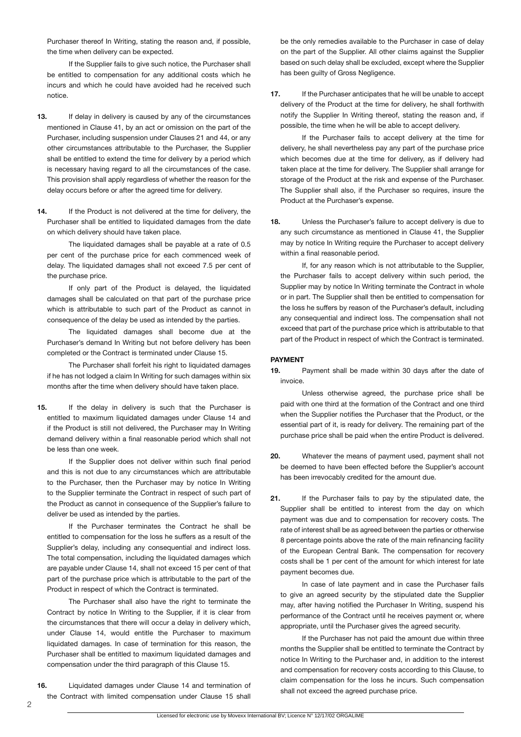Purchaser thereof In Writing, stating the reason and, if possible, the time when delivery can be expected.

If the Supplier fails to give such notice, the Purchaser shall be entitled to compensation for any additional costs which he incurs and which he could have avoided had he received such notice.

**13.** If delay in delivery is caused by any of the circumstances mentioned in Clause 41, by an act or omission on the part of the Purchaser, including suspension under Clauses 21 and 44, or any other circumstances attributable to the Purchaser, the Supplier shall be entitled to extend the time for delivery by a period which is necessary having regard to all the circumstances of the case. This provision shall apply regardless of whether the reason for the delay occurs before or after the agreed time for delivery.

**14.** If the Product is not delivered at the time for delivery, the Purchaser shall be entitled to liquidated damages from the date on which delivery should have taken place.

The liquidated damages shall be payable at a rate of 0.5 per cent of the purchase price for each commenced week of delay. The liquidated damages shall not exceed 7.5 per cent of the purchase price.

If only part of the Product is delayed, the liquidated damages shall be calculated on that part of the purchase price which is attributable to such part of the Product as cannot in consequence of the delay be used as intended by the parties.

The liquidated damages shall become due at the Purchaser's demand In Writing but not before delivery has been completed or the Contract is terminated under Clause 15.

The Purchaser shall forfeit his right to liquidated damages if he has not lodged a claim In Writing for such damages within six months after the time when delivery should have taken place.

**15.** If the delay in delivery is such that the Purchaser is entitled to maximum liquidated damages under Clause 14 and if the Product is still not delivered, the Purchaser may In Writing demand delivery within a final reasonable period which shall not be less than one week.

If the Supplier does not deliver within such final period and this is not due to any circumstances which are attributable to the Purchaser, then the Purchaser may by notice In Writing to the Supplier terminate the Contract in respect of such part of the Product as cannot in consequence of the Supplier's failure to deliver be used as intended by the parties.

If the Purchaser terminates the Contract he shall be entitled to compensation for the loss he suffers as a result of the Supplier's delay, including any consequential and indirect loss. The total compensation, including the liquidated damages which are payable under Clause 14, shall not exceed 15 per cent of that part of the purchase price which is attributable to the part of the Product in respect of which the Contract is terminated.

The Purchaser shall also have the right to terminate the Contract by notice In Writing to the Supplier, if it is clear from the circumstances that there will occur a delay in delivery which, under Clause 14, would entitle the Purchaser to maximum liquidated damages. In case of termination for this reason, the Purchaser shall be entitled to maximum liquidated damages and compensation under the third paragraph of this Clause 15.

**16.** Liquidated damages under Clause 14 and termination of the Contract with limited compensation under Clause 15 shall be the only remedies available to the Purchaser in case of delay on the part of the Supplier. All other claims against the Supplier based on such delay shall be excluded, except where the Supplier has been guilty of Gross Negligence.

**17.** If the Purchaser anticipates that he will be unable to accept delivery of the Product at the time for delivery, he shall forthwith notify the Supplier In Writing thereof, stating the reason and, if possible, the time when he will be able to accept delivery.

If the Purchaser fails to accept delivery at the time for delivery, he shall nevertheless pay any part of the purchase price which becomes due at the time for delivery, as if delivery had taken place at the time for delivery. The Supplier shall arrange for storage of the Product at the risk and expense of the Purchaser. The Supplier shall also, if the Purchaser so requires, insure the Product at the Purchaser's expense.

**18.** Unless the Purchaser's failure to accept delivery is due to any such circumstance as mentioned in Clause 41, the Supplier may by notice In Writing require the Purchaser to accept delivery within a final reasonable period.

If, for any reason which is not attributable to the Supplier, the Purchaser fails to accept delivery within such period, the Supplier may by notice In Writing terminate the Contract in whole or in part. The Supplier shall then be entitled to compensation for the loss he suffers by reason of the Purchaser's default, including any consequential and indirect loss. The compensation shall not exceed that part of the purchase price which is attributable to that part of the Product in respect of which the Contract is terminated.

## PAYMENT

**19.** Payment shall be made within 30 days after the date of invoice.

Unless otherwise agreed, the purchase price shall be paid with one third at the formation of the Contract and one third when the Supplier notifies the Purchaser that the Product, or the essential part of it, is ready for delivery. The remaining part of the purchase price shall be paid when the entire Product is delivered.

**20.** Whatever the means of payment used, payment shall not be deemed to have been effected before the Supplier's account has been irrevocably credited for the amount due.

**21.** If the Purchaser fails to pay by the stipulated date, the Supplier shall be entitled to interest from the day on which payment was due and to compensation for recovery costs. The rate of interest shall be as agreed between the parties or otherwise 8 percentage points above the rate of the main refinancing facility of the European Central Bank. The compensation for recovery costs shall be 1 per cent of the amount for which interest for late payment becomes due.

In case of late payment and in case the Purchaser fails to give an agreed security by the stipulated date the Supplier may, after having notified the Purchaser In Writing, suspend his performance of the Contract until he receives payment or, where appropriate, until the Purchaser gives the agreed security.

If the Purchaser has not paid the amount due within three months the Supplier shall be entitled to terminate the Contract by notice In Writing to the Purchaser and, in addition to the interest and compensation for recovery costs according to this Clause, to claim compensation for the loss he incurs. Such compensation shall not exceed the agreed purchase price.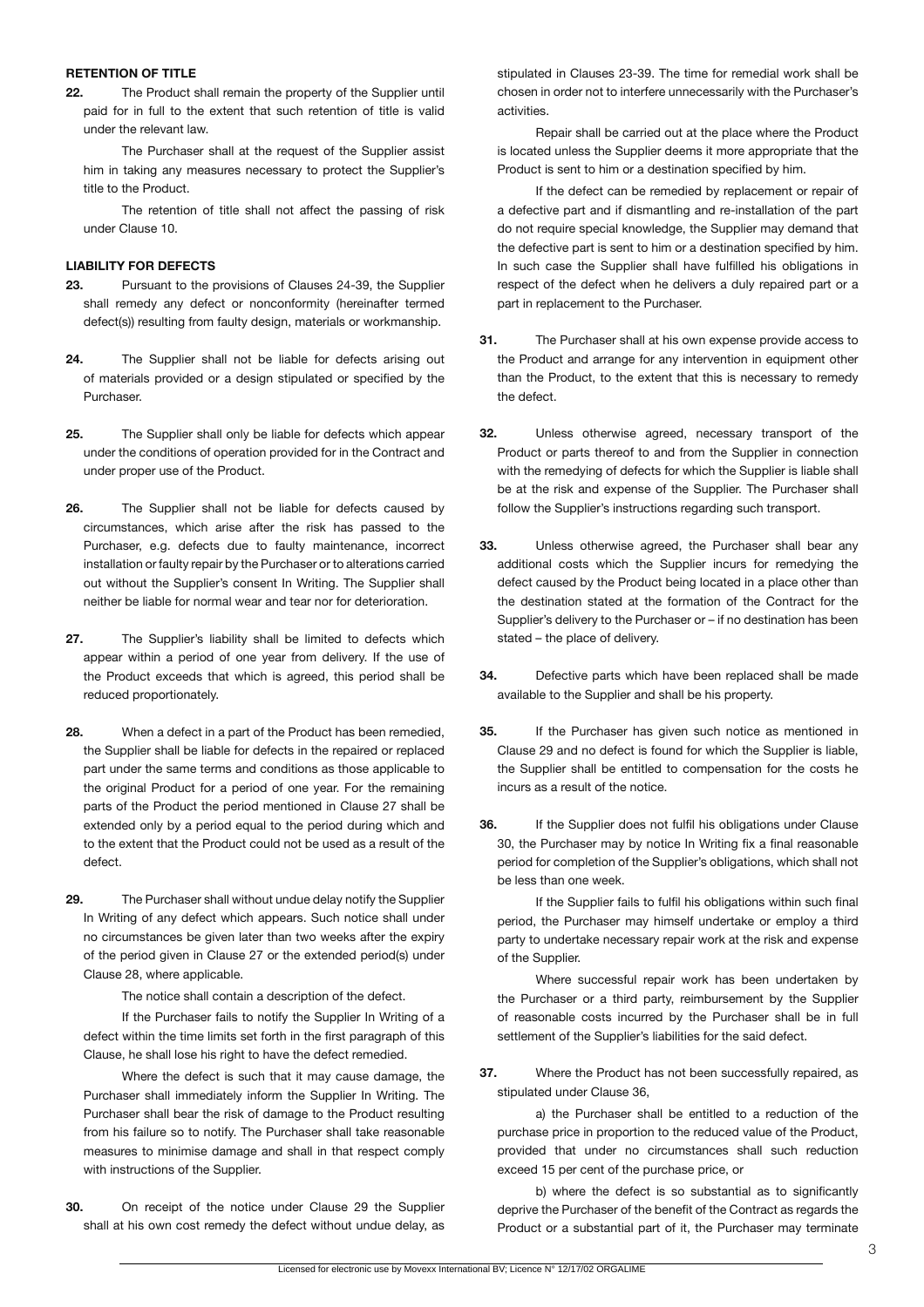**RETENTION OF TITLE**

**22.** The Product shall remain the property of the Supplier until paid for in full to the extent that such retention of title is valid under the relevant law.

The Purchaser shall at the request of the Supplier assist him in taking any measures necessary to protect the Supplier's title to the Product.

The retention of title shall not affect the passing of risk under Clause 10.

**LIABILITY FOR DEFECTS**

**23.** Pursuant to the provisions of Clauses 24-39, the Supplier shall remedy any defect or nonconformity (hereinafter termed defect(s)) resulting from faulty design, materials or workmanship.

**24.** The Supplier shall not be liable for defects arising out of materials provided or a design stipulated or specified by the Purchaser.

**25.** The Supplier shall only be liable for defects which appear under the conditions of operation provided for in the Contract and under proper use of the Product.

**26.** The Supplier shall not be liable for defects caused by circumstances, which arise after the risk has passed to the Purchaser, e.g. defects due to faulty maintenance, incorrect installation or faulty repair by the Purchaser or to alterations carried out without the Supplier's consent In Writing. The Supplier shall neither be liable for normal wear and tear nor for deterioration.

**27.** The Supplier's liability shall be limited to defects which appear within a period of one year from delivery. If the use of the Product exceeds that which is agreed, this period shall be reduced proportionately.

**28.** When a defect in a part of the Product has been remedied, the Supplier shall be liable for defects in the repaired or replaced part under the same terms and conditions as those applicable to the original Product for a period of one year. For the remaining parts of the Product the period mentioned in Clause 27 shall be extended only by a period equal to the period during which and to the extent that the Product could not be used as a result of the defect.

**29.** The Purchaser shall without undue delay notify the Supplier In Writing of any defect which appears. Such notice shall under no circumstances be given later than two weeks after the expiry of the period given in Clause 27 or the extended period(s) under Clause 28, where applicable.

The notice shall contain a description of the defect.

If the Purchaser fails to notify the Supplier In Writing of a defect within the time limits set forth in the first paragraph of this Clause, he shall lose his right to have the defect remedied.

Where the defect is such that it may cause damage, the Purchaser shall immediately inform the Supplier In Writing. The Purchaser shall bear the risk of damage to the Product resulting from his failure so to notify. The Purchaser shall take reasonable measures to minimise damage and shall in that respect comply with instructions of the Supplier.

**30.** On receipt of the notice under Clause 29 the Supplier shall at his own cost remedy the defect without undue delay, as stipulated in Clauses 23-39. The time for remedial work shall be chosen in order not to interfere unnecessarily with the Purchaser's activities.

Repair shall be carried out at the place where the Product is located unless the Supplier deems it more appropriate that the Product is sent to him or a destination specified by him.

If the defect can be remedied by replacement or repair of a defective part and if dismantling and re-installation of the part do not require special knowledge, the Supplier may demand that the defective part is sent to him or a destination specified by him. In such case the Supplier shall have fulfilled his obligations in respect of the defect when he delivers a duly repaired part or a part in replacement to the Purchaser.

**31.** The Purchaser shall at his own expense provide access to the Product and arrange for any intervention in equipment other than the Product, to the extent that this is necessary to remedy the defect.

**32.** Unless otherwise agreed, necessary transport of the Product or parts thereof to and from the Supplier in connection with the remedying of defects for which the Supplier is liable shall be at the risk and expense of the Supplier. The Purchaser shall follow the Supplier's instructions regarding such transport.

**33.** Unless otherwise agreed, the Purchaser shall bear any additional costs which the Supplier incurs for remedying the defect caused by the Product being located in a place other than the destination stated at the formation of the Contract for the Supplier's delivery to the Purchaser or – if no destination has been stated – the place of delivery.

**34.** Defective parts which have been replaced shall be made available to the Supplier and shall be his property.

**35.** If the Purchaser has given such notice as mentioned in Clause 29 and no defect is found for which the Supplier is liable, the Supplier shall be entitled to compensation for the costs he incurs as a result of the notice.

**36.** If the Supplier does not fulfil his obligations under Clause 30, the Purchaser may by notice In Writing fix a final reasonable period for completion of the Supplier's obligations, which shall not be less than one week.

If the Supplier fails to fulfil his obligations within such final period, the Purchaser may himself undertake or employ a third party to undertake necessary repair work at the risk and expense of the Supplier.

Where successful repair work has been undertaken by the Purchaser or a third party, reimbursement by the Supplier of reasonable costs incurred by the Purchaser shall be in full settlement of the Supplier's liabilities for the said defect.

**37.** Where the Product has not been successfully repaired, as stipulated under Clause 36,

a) the Purchaser shall be entitled to a reduction of the purchase price in proportion to the reduced value of the Product, provided that under no circumstances shall such reduction exceed 15 per cent of the purchase price, or

b) where the defect is so substantial as to significantly deprive the Purchaser of the benefit of the Contract as regards the Product or a substantial part of it, the Purchaser may terminate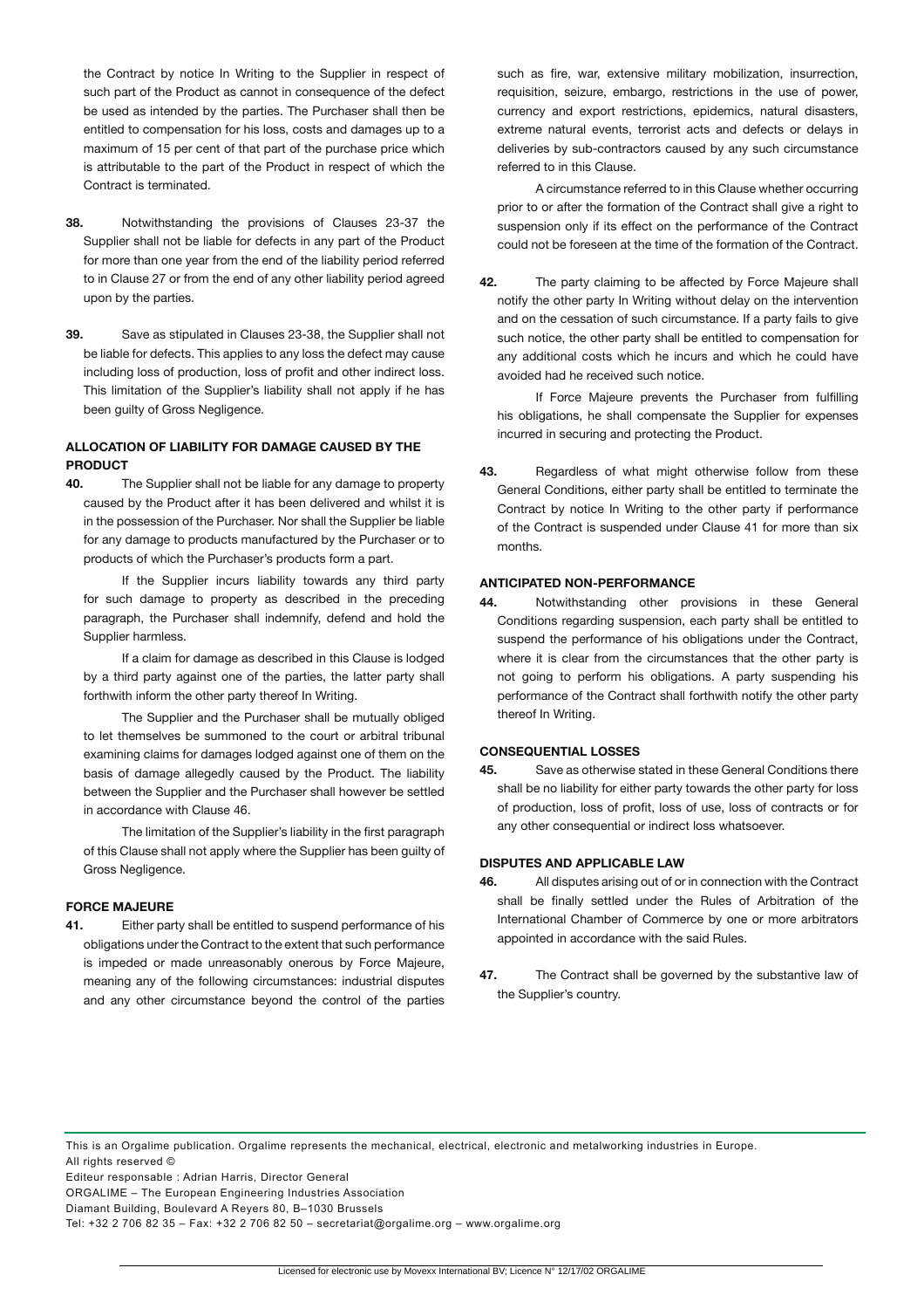the Contract by notice In Writing to the Supplier in respect of such part of the Product as cannot in consequence of the defect be used as intended by the parties. The Purchaser shall then be entitled to compensation for his loss, costs and damages up to a maximum of 15 per cent of that part of the purchase price which is attributable to the part of the Product in respect of which the Contract is terminated.

**38.** Notwithstanding the provisions of Clauses 23-37 the Supplier shall not be liable for defects in any part of the Product for more than one year from the end of the liability period referred to in Clause 27 or from the end of any other liability period agreed upon by the parties.

**39.** Save as stipulated in Clauses 23-38, the Supplier shall not be liable for defects. This applies to any loss the defect may cause including loss of production, loss of profit and other indirect loss. This limitation of the Supplier's liability shall not apply if he has been guilty of Gross Negligence.

### ALLOCATION OF LIABILITY FOR DAMAGE CAUSED BY THE PRODUCT

**40.** The Supplier shall not be liable for any damage to property caused by the Product after it has been delivered and whilst it is in the possession of the Purchaser. Nor shall the Supplier be liable for any damage to products manufactured by the Purchaser or to products of which the Purchaser's products form a part.

If the Supplier incurs liability towards any third party for such damage to property as described in the preceding paragraph, the Purchaser shall indemnify, defend and hold the Supplier harmless.

If a claim for damage as described in this Clause is lodged by a third party against one of the parties, the latter party shall forthwith inform the other party thereof In Writing.

The Supplier and the Purchaser shall be mutually obliged to let themselves be summoned to the court or arbitral tribunal examining claims for damages lodged against one of them on the basis of damage allegedly caused by the Product. The liability between the Supplier and the Purchaser shall however be settled in accordance with Clause 46.

The limitation of the Supplier's liability in the first paragraph of this Clause shall not apply where the Supplier has been guilty of Gross Negligence.

### FORCE MAJEURE

**41.** Either party shall be entitled to suspend performance of his obligations under the Contract to the extent that such performance is impeded or made unreasonably onerous by Force Majeure, meaning any of the following circumstances: industrial disputes and any other circumstance beyond the control of the parties such as fire, war, extensive military mobilization, insurrection, requisition, seizure, embargo, restrictions in the use of power, currency and export restrictions, epidemics, natural disasters, extreme natural events, terrorist acts and defects or delays in deliveries by sub-contractors caused by any such circumstance referred to in this Clause.

A circumstance referred to in this Clause whether occurring prior to or after the formation of the Contract shall give a right to suspension only if its effect on the performance of the Contract could not be foreseen at the time of the formation of the Contract.

**42.** The party claiming to be affected by Force Majeure shall notify the other party In Writing without delay on the intervention and on the cessation of such circumstance. If a party fails to give such notice, the other party shall be entitled to compensation for any additional costs which he incurs and which he could have avoided had he received such notice.

If Force Majeure prevents the Purchaser from fulfilling his obligations, he shall compensate the Supplier for expenses incurred in securing and protecting the Product.

**43.** Regardless of what might otherwise follow from these General Conditions, either party shall be entitled to terminate the Contract by notice In Writing to the other party if performance of the Contract is suspended under Clause 41 for more than six months.

### ANTICIPATED NON-PERFORMANCE

**44.** Notwithstanding other provisions in these General Conditions regarding suspension, each party shall be entitled to suspend the performance of his obligations under the Contract, where it is clear from the circumstances that the other party is not going to perform his obligations. A party suspending his performance of the Contract shall forthwith notify the other party thereof In Writing.

### CONSEQUENTIAL LOSSES

**45.** Save as otherwise stated in these General Conditions there shall be no liability for either party towards the other party for loss of production, loss of profit, loss of use, loss of contracts or for any other consequential or indirect loss whatsoever.

### DISPUTES AND APPLICABLE LAW

**46.** All disputes arising out of or in connection with the Contract shall be finally settled under the Rules of Arbitration of the International Chamber of Commerce by one or more arbitrators appointed in accordance with the said Rules.

**47.** The Contract shall be governed by the substantive law of the Supplier's country.

---

This is an Orgalime publication. Orgalime represents the mechanical, electrical, electronic and metalworking industries in Europe.
All rights reserved ©
Editeur responsable : Adrian Harris, Director General
ORGALIME – The European Engineering Industries Association
Diamant Building, Boulevard A Reyers 80, B–1030 Brussels
Tel: +32 2 706 82 35 – Fax: +32 2 706 82 50 – secretariat@orgalime.org – www.orgalime.org

Licensed for electronic use by Movexx International BV; Licence N° 12/17/02 ORGALIME